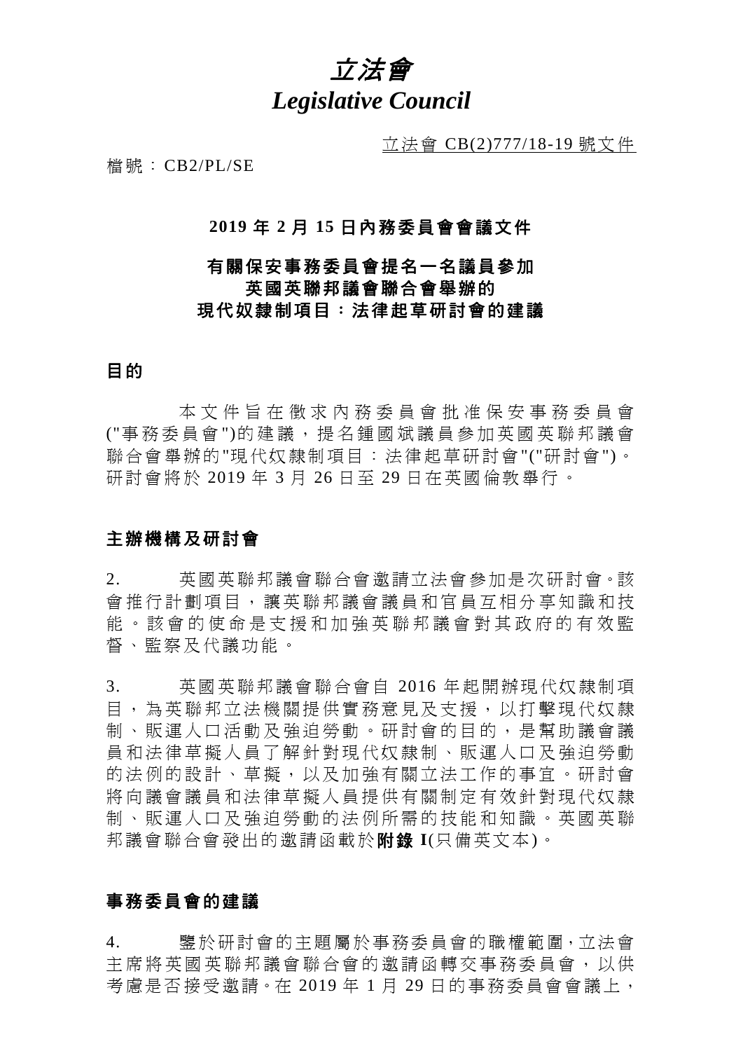# *立法會*
# *Legislative Council*

立法會 CB(2)777/18-19 號文件

檔號：CB2/PL/SE

**2019 年 2 月 15 日內務委員會會議文件**

**有關保安事務委員會提名一名議員參加**
**英國英聯邦議會聯合會舉辦的**
**現代奴隸制項目：法律起草研討會的建議**

## 目的

本文件旨在徵求內務委員會批准保安事務委員會("事務委員會")的建議，提名鍾國斌議員參加英國英聯邦議會聯合會舉辦的"現代奴隸制項目：法律起草研討會"("研討會")。研討會將於 2019 年 3 月 26 日至 29 日在英國倫敦舉行。

## 主辦機構及研討會

2. 英國英聯邦議會聯合會邀請立法會參加是次研討會。該會推行計劃項目，讓英聯邦議會議員和官員互相分享知識和技能。該會的使命是支援和加強英聯邦議會對其政府的有效監督、監察及代議功能。

3. 英國英聯邦議會聯合會自 2016 年起開辦現代奴隸制項目，為英聯邦立法機關提供實務意見及支援，以打擊現代奴隸制、販運人口活動及強迫勞動。研討會的目的，是幫助議會議員和法律草擬人員了解針對現代奴隸制、販運人口及強迫勞動的法例的設計、草擬，以及加強有關立法工作的事宜。研討會將向議會議員和法律草擬人員提供有關制定有效針對現代奴隸制、販運人口及強迫勞動的法例所需的技能和知識。英國英聯邦議會聯合會發出的邀請函載於**附錄 I**(只備英文本)。

## 事務委員會的建議

4. 鑒於研討會的主題屬於事務委員會的職權範圍，立法會主席將英國英聯邦議會聯合會的邀請函轉交事務委員會，以供考慮是否接受邀請。在 2019 年 1 月 29 日的事務委員會會議上，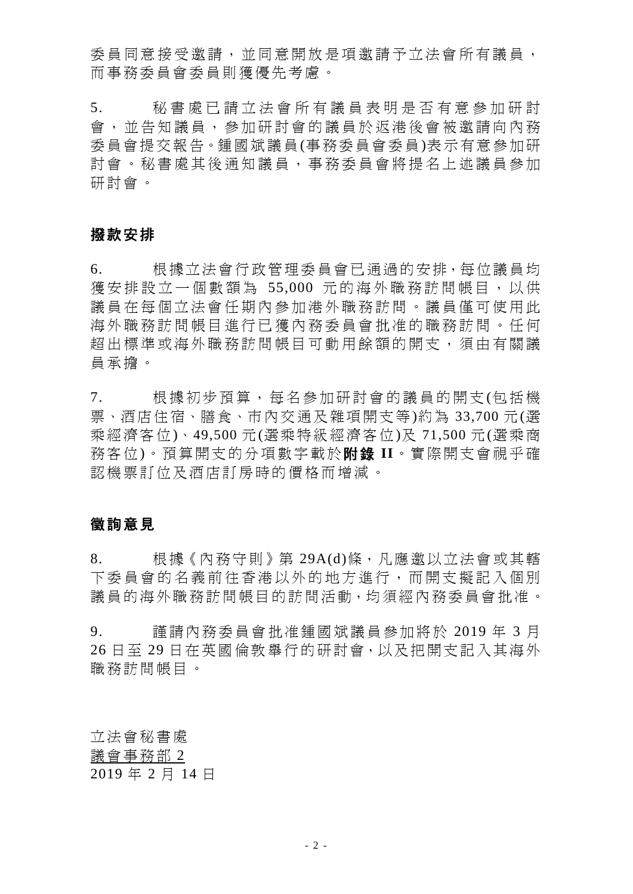委員同意接受邀請，並同意開放是項邀請予立法會所有議員，而事務委員會委員則獲優先考慮。

5. 秘書處已請立法會所有議員表明是否有意參加研討會，並告知議員，參加研討會的議員於返港後會被邀請向內務委員會提交報告。鍾國斌議員(事務委員會委員)表示有意參加研討會。秘書處其後通知議員，事務委員會將提名上述議員參加研討會。

## 撥款安排

6. 根據立法會行政管理委員會已通過的安排，每位議員均獲安排設立一個數額為 55,000 元的海外職務訪問帳目，以供議員在每個立法會任期內參加港外職務訪問。議員僅可使用此海外職務訪問帳目進行已獲內務委員會批准的職務訪問。任何超出標準或海外職務訪問帳目可動用餘額的開支，須由有關議員承擔。

7. 根據初步預算，每名參加研討會的議員的開支(包括機票、酒店住宿、膳食、市內交通及雜項開支等)約為 33,700 元(選乘經濟客位)、49,500 元(選乘特級經濟客位)及 71,500 元(選乘商務客位)。預算開支的分項數字載於**附錄 II**。實際開支會視乎確認機票訂位及酒店訂房時的價格而增減。

## 徵詢意見

8. 根據《內務守則》第 29A(d)條，凡應邀以立法會或其轄下委員會的名義前往香港以外的地方進行，而開支擬記入個別議員的海外職務訪問帳目的訪問活動，均須經內務委員會批准。

9. 謹請內務委員會批准鍾國斌議員參加將於 2019 年 3 月 26 日至 29 日在英國倫敦舉行的研討會，以及把開支記入其海外職務訪問帳目。

立法會秘書處
議會事務部 2
2019 年 2 月 14 日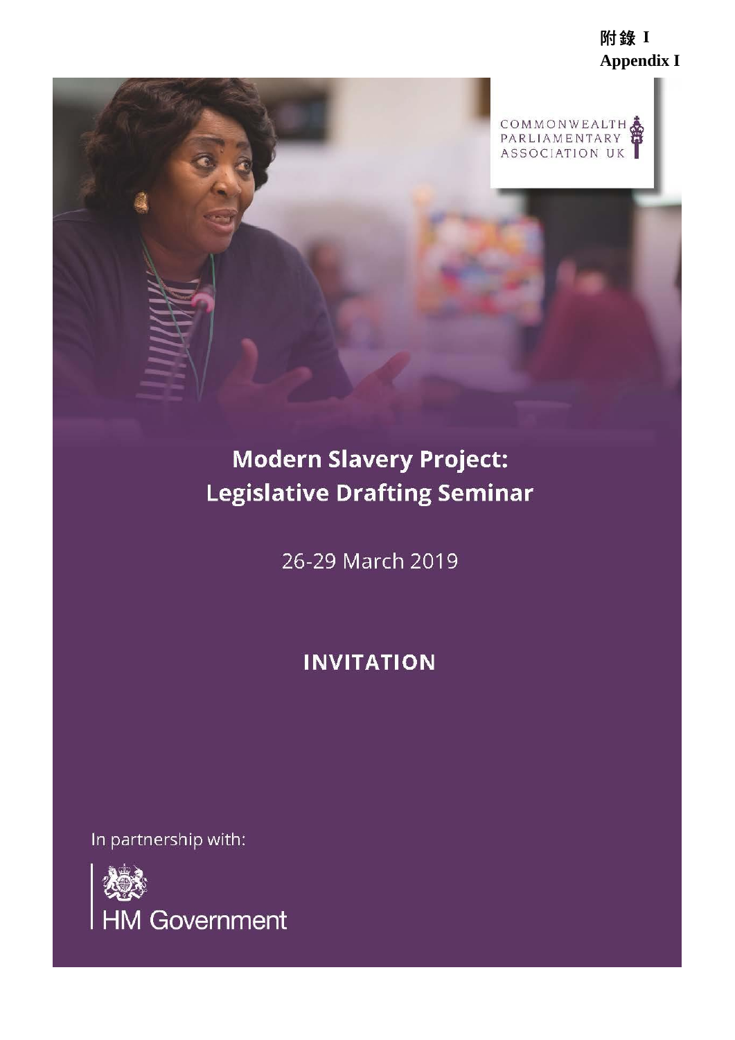附錄 I
**Appendix I**

COMMONWEALTH PARLIAMENTARY ASSOCIATION UK

# Modern Slavery Project: Legislative Drafting Seminar

26-29 March 2019

## INVITATION

In partnership with:

HM Government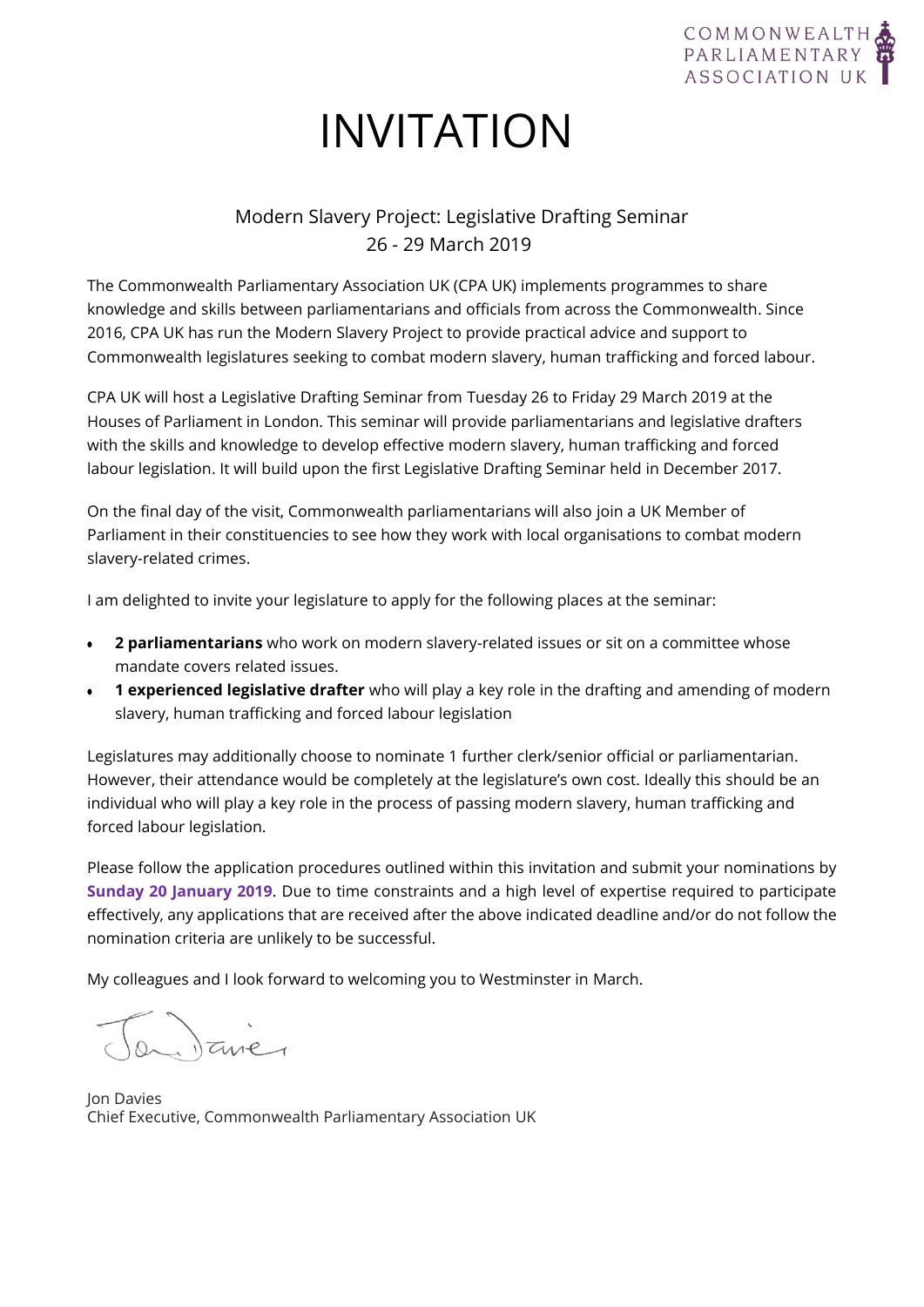# INVITATION

## Modern Slavery Project: Legislative Drafting Seminar
## 26 - 29 March 2019

The Commonwealth Parliamentary Association UK (CPA UK) implements programmes to share knowledge and skills between parliamentarians and officials from across the Commonwealth. Since 2016, CPA UK has run the Modern Slavery Project to provide practical advice and support to Commonwealth legislatures seeking to combat modern slavery, human trafficking and forced labour.

CPA UK will host a Legislative Drafting Seminar from Tuesday 26 to Friday 29 March 2019 at the Houses of Parliament in London. This seminar will provide parliamentarians and legislative drafters with the skills and knowledge to develop effective modern slavery, human trafficking and forced labour legislation. It will build upon the first Legislative Drafting Seminar held in December 2017.

On the final day of the visit, Commonwealth parliamentarians will also join a UK Member of Parliament in their constituencies to see how they work with local organisations to combat modern slavery-related crimes.

I am delighted to invite your legislature to apply for the following places at the seminar:

- **2 parliamentarians** who work on modern slavery-related issues or sit on a committee whose mandate covers related issues.
- **1 experienced legislative drafter** who will play a key role in the drafting and amending of modern slavery, human trafficking and forced labour legislation

Legislatures may additionally choose to nominate 1 further clerk/senior official or parliamentarian. However, their attendance would be completely at the legislature's own cost. Ideally this should be an individual who will play a key role in the process of passing modern slavery, human trafficking and forced labour legislation.

Please follow the application procedures outlined within this invitation and submit your nominations by **Sunday 20 January 2019**. Due to time constraints and a high level of expertise required to participate effectively, any applications that are received after the above indicated deadline and/or do not follow the nomination criteria are unlikely to be successful.

My colleagues and I look forward to welcoming you to Westminster in March.

Jon Davies
Chief Executive, Commonwealth Parliamentary Association UK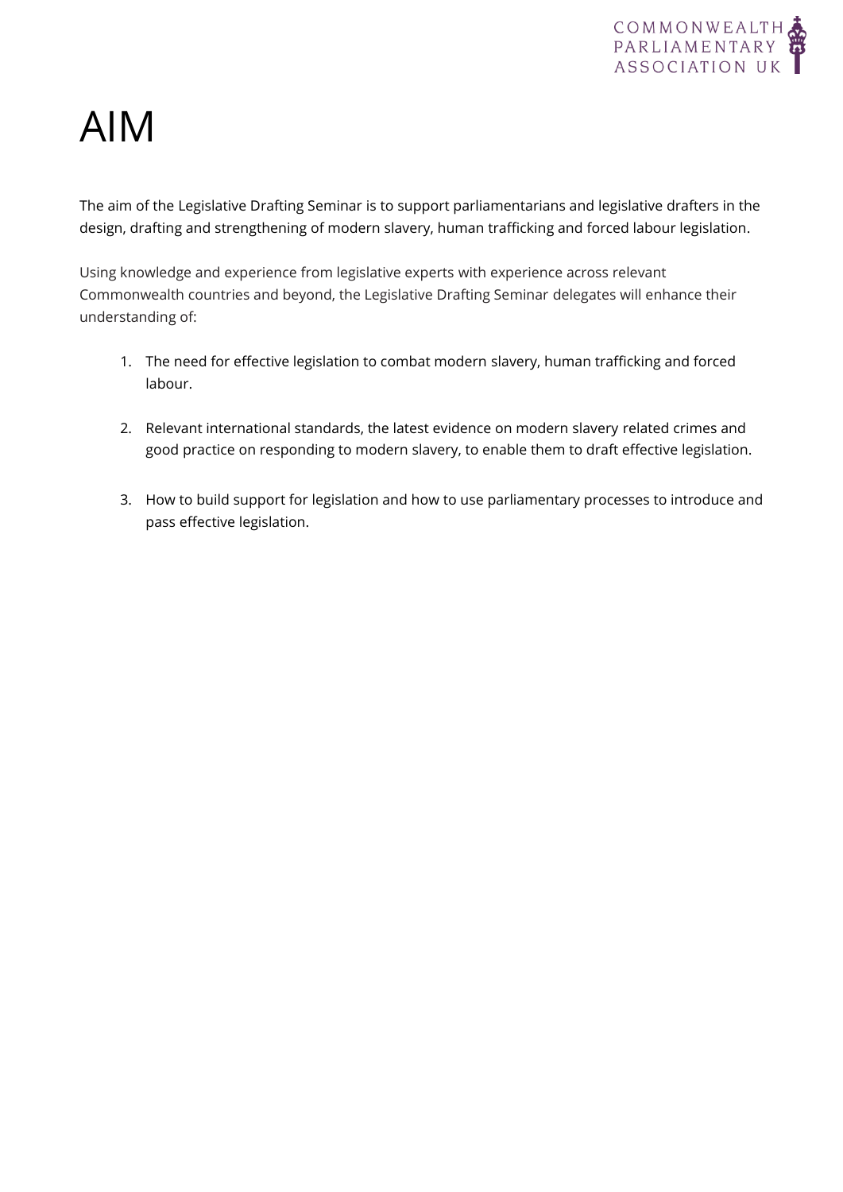# AIM

The aim of the Legislative Drafting Seminar is to support parliamentarians and legislative drafters in the design, drafting and strengthening of modern slavery, human trafficking and forced labour legislation.

Using knowledge and experience from legislative experts with experience across relevant Commonwealth countries and beyond, the Legislative Drafting Seminar delegates will enhance their understanding of:

1. The need for effective legislation to combat modern slavery, human trafficking and forced labour.

2. Relevant international standards, the latest evidence on modern slavery related crimes and good practice on responding to modern slavery, to enable them to draft effective legislation.

3. How to build support for legislation and how to use parliamentary processes to introduce and pass effective legislation.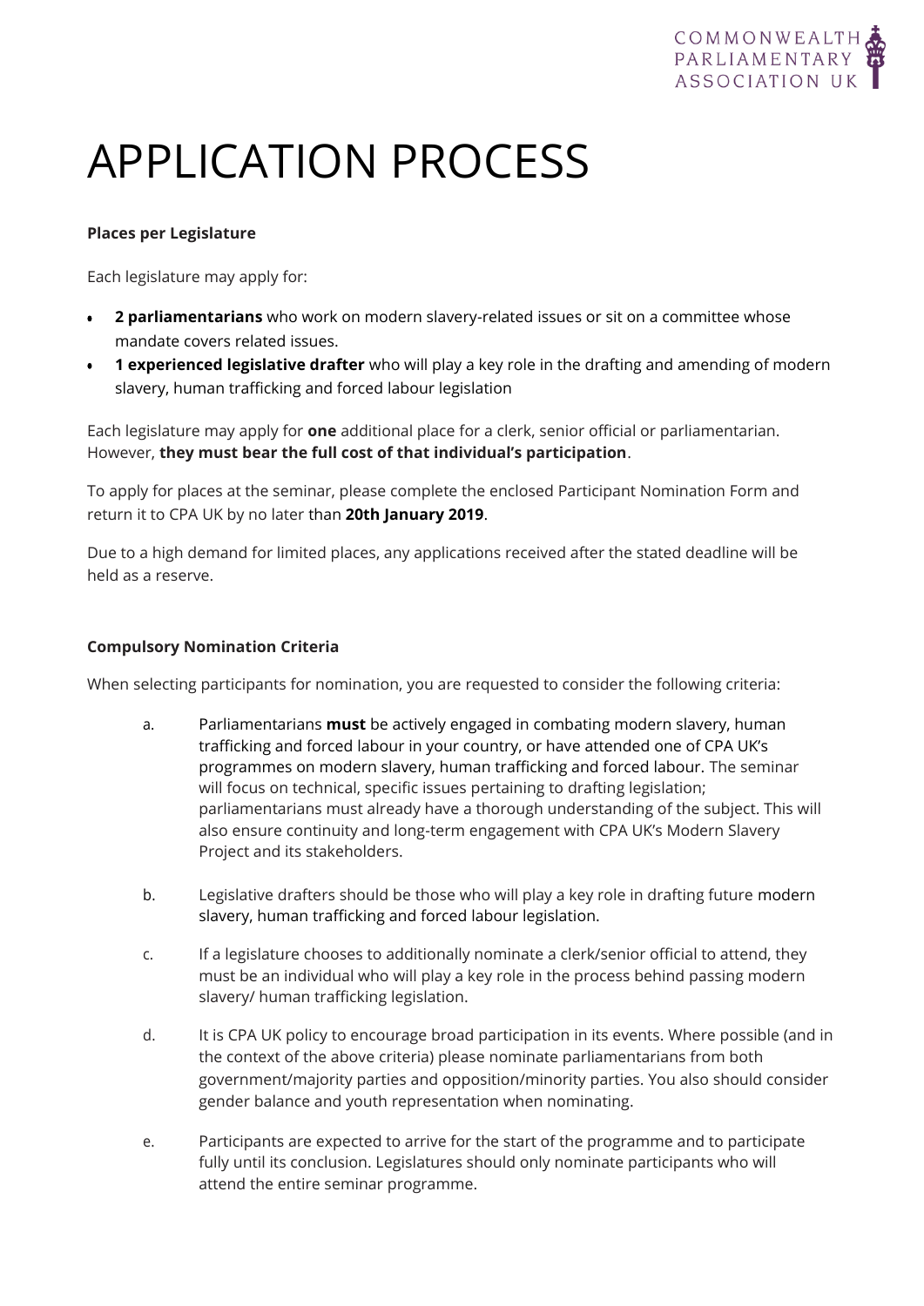# APPLICATION PROCESS

**Places per Legislature**

Each legislature may apply for:

- **2 parliamentarians** who work on modern slavery-related issues or sit on a committee whose mandate covers related issues.
- **1 experienced legislative drafter** who will play a key role in the drafting and amending of modern slavery, human trafficking and forced labour legislation

Each legislature may apply for **one** additional place for a clerk, senior official or parliamentarian. However, **they must bear the full cost of that individual's participation**.

To apply for places at the seminar, please complete the enclosed Participant Nomination Form and return it to CPA UK by no later than **20th January 2019**.

Due to a high demand for limited places, any applications received after the stated deadline will be held as a reserve.

**Compulsory Nomination Criteria**

When selecting participants for nomination, you are requested to consider the following criteria:

a. Parliamentarians **must** be actively engaged in combating modern slavery, human trafficking and forced labour in your country, or have attended one of CPA UK's programmes on modern slavery, human trafficking and forced labour. The seminar will focus on technical, specific issues pertaining to drafting legislation; parliamentarians must already have a thorough understanding of the subject. This will also ensure continuity and long-term engagement with CPA UK's Modern Slavery Project and its stakeholders.

b. Legislative drafters should be those who will play a key role in drafting future modern slavery, human trafficking and forced labour legislation.

c. If a legislature chooses to additionally nominate a clerk/senior official to attend, they must be an individual who will play a key role in the process behind passing modern slavery/ human trafficking legislation.

d. It is CPA UK policy to encourage broad participation in its events. Where possible (and in the context of the above criteria) please nominate parliamentarians from both government/majority parties and opposition/minority parties. You also should consider gender balance and youth representation when nominating.

e. Participants are expected to arrive for the start of the programme and to participate fully until its conclusion. Legislatures should only nominate participants who will attend the entire seminar programme.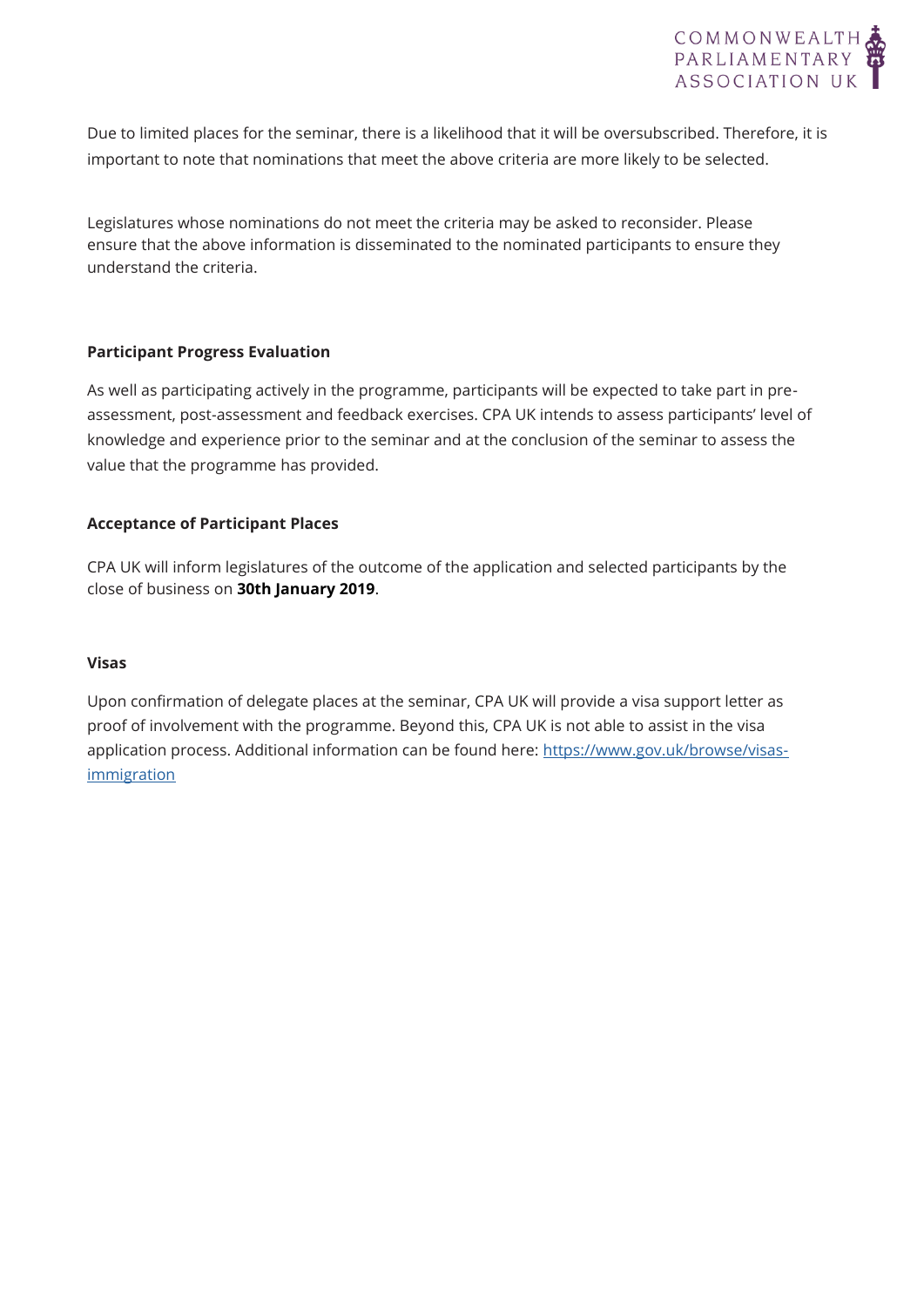Due to limited places for the seminar, there is a likelihood that it will be oversubscribed. Therefore, it is important to note that nominations that meet the above criteria are more likely to be selected.

Legislatures whose nominations do not meet the criteria may be asked to reconsider. Please ensure that the above information is disseminated to the nominated participants to ensure they understand the criteria.

**Participant Progress Evaluation**

As well as participating actively in the programme, participants will be expected to take part in pre-assessment, post-assessment and feedback exercises. CPA UK intends to assess participants' level of knowledge and experience prior to the seminar and at the conclusion of the seminar to assess the value that the programme has provided.

**Acceptance of Participant Places**

CPA UK will inform legislatures of the outcome of the application and selected participants by the close of business on **30th January 2019**.

**Visas**

Upon confirmation of delegate places at the seminar, CPA UK will provide a visa support letter as proof of involvement with the programme. Beyond this, CPA UK is not able to assist in the visa application process. Additional information can be found here: [https://www.gov.uk/browse/visas-immigration](https://www.gov.uk/browse/visas-immigration)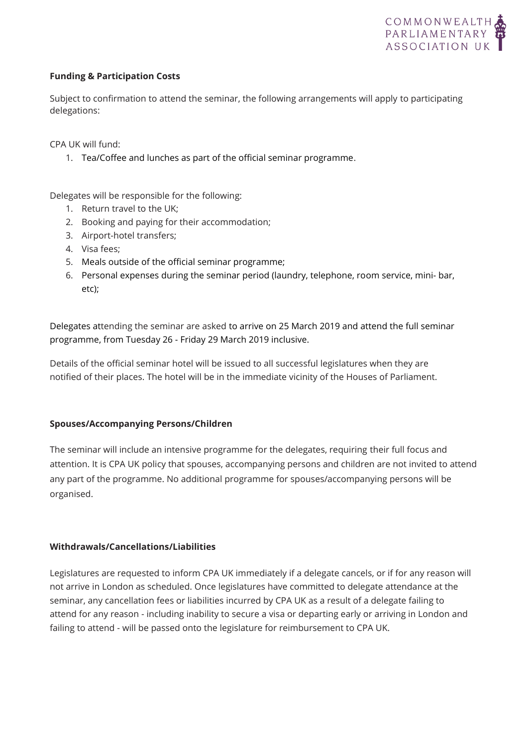**Funding & Participation Costs**

Subject to confirmation to attend the seminar, the following arrangements will apply to participating delegations:

CPA UK will fund:

1. Tea/Coffee and lunches as part of the official seminar programme.

Delegates will be responsible for the following:

1. Return travel to the UK;
2. Booking and paying for their accommodation;
3. Airport-hotel transfers;
4. Visa fees;
5. Meals outside of the official seminar programme;
6. Personal expenses during the seminar period (laundry, telephone, room service, mini- bar, etc);

Delegates attending the seminar are asked to arrive on 25 March 2019 and attend the full seminar programme, from Tuesday 26 - Friday 29 March 2019 inclusive.

Details of the official seminar hotel will be issued to all successful legislatures when they are notified of their places. The hotel will be in the immediate vicinity of the Houses of Parliament.

**Spouses/Accompanying Persons/Children**

The seminar will include an intensive programme for the delegates, requiring their full focus and attention. It is CPA UK policy that spouses, accompanying persons and children are not invited to attend any part of the programme. No additional programme for spouses/accompanying persons will be organised.

**Withdrawals/Cancellations/Liabilities**

Legislatures are requested to inform CPA UK immediately if a delegate cancels, or if for any reason will not arrive in London as scheduled. Once legislatures have committed to delegate attendance at the seminar, any cancellation fees or liabilities incurred by CPA UK as a result of a delegate failing to attend for any reason - including inability to secure a visa or departing early or arriving in London and failing to attend - will be passed onto the legislature for reimbursement to CPA UK.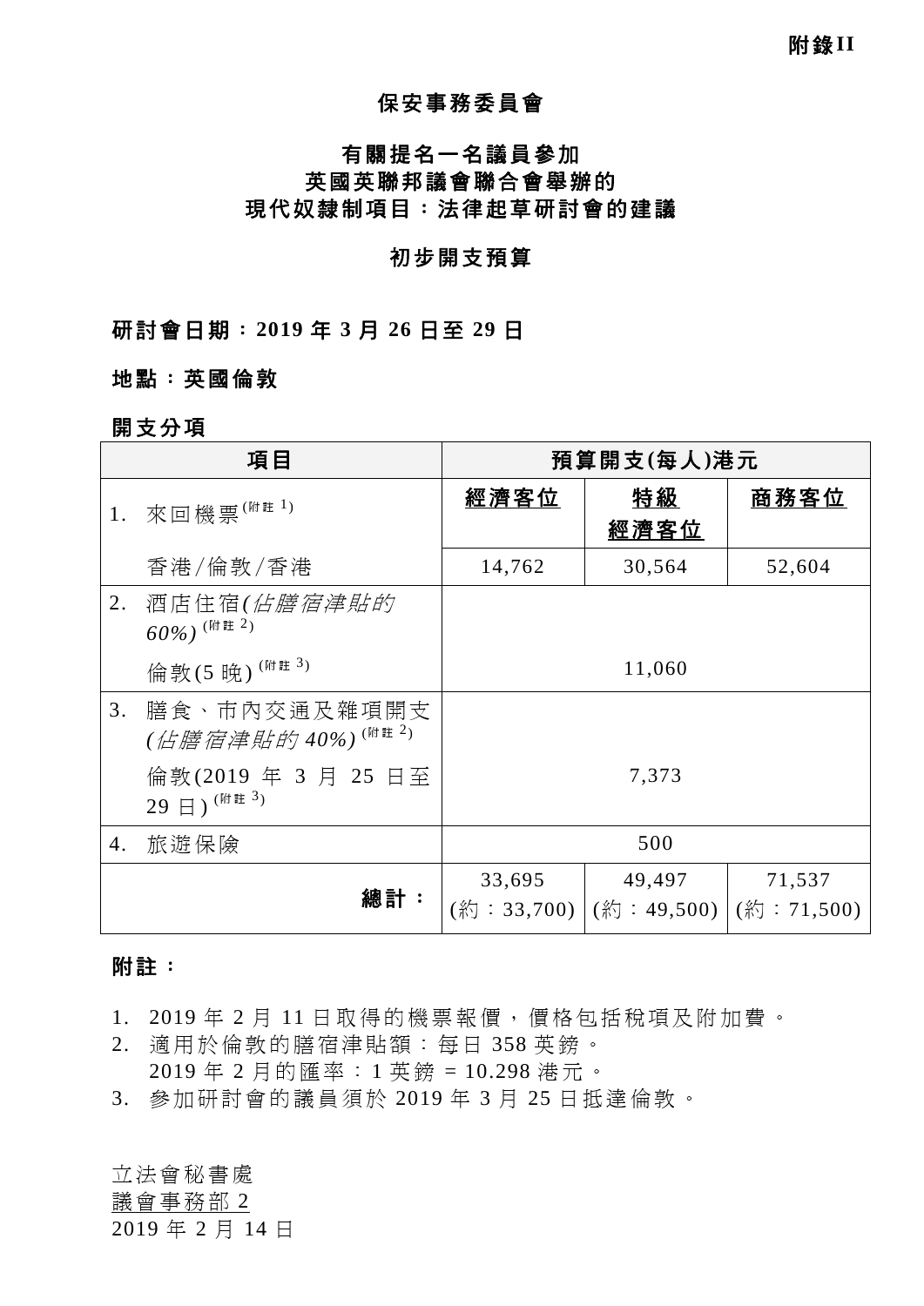**附錄II**

# 保安事務委員會

## 有關提名一名議員參加
## 英國英聯邦議會聯合會舉辦的
## 現代奴隸制項目：法律起草研討會的建議

## 初步開支預算

**研討會日期：2019 年 3 月 26 日至 29 日**

**地點：英國倫敦**

**開支分項**

| 項目 | 預算開支(每人)港元 | | |
|---|---|---|---|
| 1. 來回機票 (附註 1) | <u>經濟客位</u> | <u>特級經濟客位</u> | <u>商務客位</u> |
| 香港/倫敦/香港 | 14,762 | 30,564 | 52,604 |
| 2. 酒店住宿*(佔膳宿津貼的 60%)* (附註 2) | | | |
| 倫敦(5 晚) (附註 3) | 11,060 | | |
| 3. 膳食、市內交通及雜項開支 *(佔膳宿津貼的 40%)* (附註 2) | | | |
| 倫敦(2019 年 3 月 25 日至 29 日) (附註 3) | 7,373 | | |
| 4. 旅遊保險 | 500 | | |
| **總計：** | 33,695 (約：33,700) | 49,497 (約：49,500) | 71,537 (約：71,500) |

**附註：**

1. 2019 年 2 月 11 日取得的機票報價，價格包括稅項及附加費。
2. 適用於倫敦的膳宿津貼額：每日 358 英鎊。
   2019 年 2 月的匯率：1 英鎊 = 10.298 港元。
3. 參加研討會的議員須於 2019 年 3 月 25 日抵達倫敦。

立法會秘書處
<u>議會事務部 2</u>
2019 年 2 月 14 日